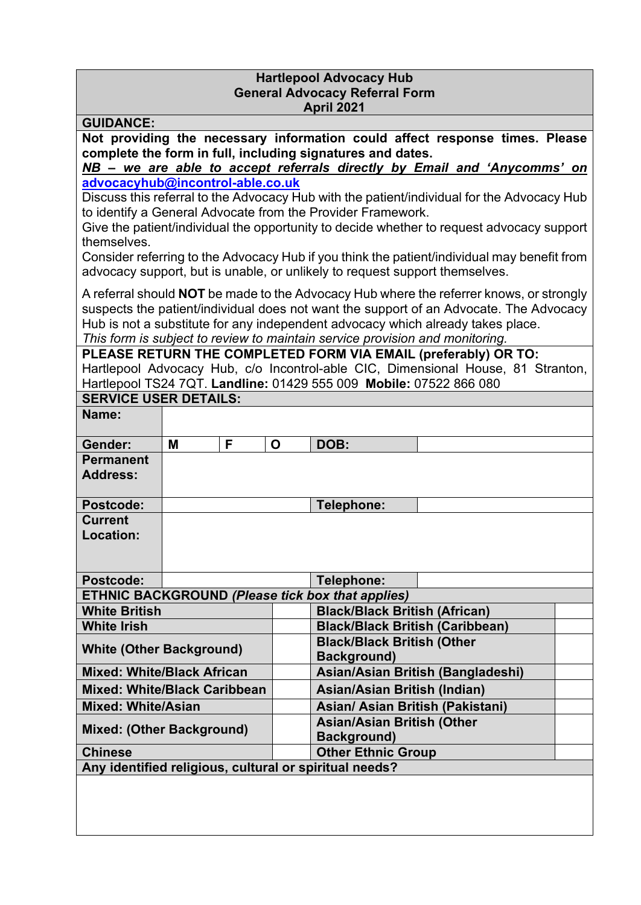# Hartlepool Advocacy Hub
## General Advocacy Referral Form
### April 2021

**GUIDANCE:**

**Not providing the necessary information could affect response times. Please complete the form in full, including signatures and dates.**

***NB – we are able to accept referrals directly by Email and 'Anycomms' on* advocacyhub@incontrol-able.co.uk**

Discuss this referral to the Advocacy Hub with the patient/individual for the Advocacy Hub to identify a General Advocate from the Provider Framework.

Give the patient/individual the opportunity to decide whether to request advocacy support themselves.

Consider referring to the Advocacy Hub if you think the patient/individual may benefit from advocacy support, but is unable, or unlikely to request support themselves.

A referral should **NOT** be made to the Advocacy Hub where the referrer knows, or strongly suspects the patient/individual does not want the support of an Advocate. The Advocacy Hub is not a substitute for any independent advocacy which already takes place.

*This form is subject to review to maintain service provision and monitoring.*

**PLEASE RETURN THE COMPLETED FORM VIA EMAIL (preferably) OR TO:**
Hartlepool Advocacy Hub, c/o Incontrol-able CIC, Dimensional House, 81 Stranton, Hartlepool TS24 7QT. **Landline:** 01429 555 009 **Mobile:** 07522 866 080

**SERVICE USER DETAILS:**

| | | | | | |
|---|---|---|---|---|---|
| **Name:** | | | | | |
| **Gender:** | **M** | **F** | **O** | **DOB:** | |
| **Permanent Address:** | | | | | |
| **Postcode:** | | | | **Telephone:** | |
| **Current Location:** | | | | | |
| **Postcode:** | | | | **Telephone:** | |

**ETHNIC BACKGROUND *(Please tick box that applies)***

| | | | |
|---|---|---|---|
| **White British** | | **Black/Black British (African)** | |
| **White Irish** | | **Black/Black British (Caribbean)** | |
| **White (Other Background)** | | **Black/Black British (Other Background)** | |
| **Mixed: White/Black African** | | **Asian/Asian British (Bangladeshi)** | |
| **Mixed: White/Black Caribbean** | | **Asian/Asian British (Indian)** | |
| **Mixed: White/Asian** | | **Asian/ Asian British (Pakistani)** | |
| **Mixed: (Other Background)** | | **Asian/Asian British (Other Background)** | |
| **Chinese** | | **Other Ethnic Group** | |

**Any identified religious, cultural or spiritual needs?**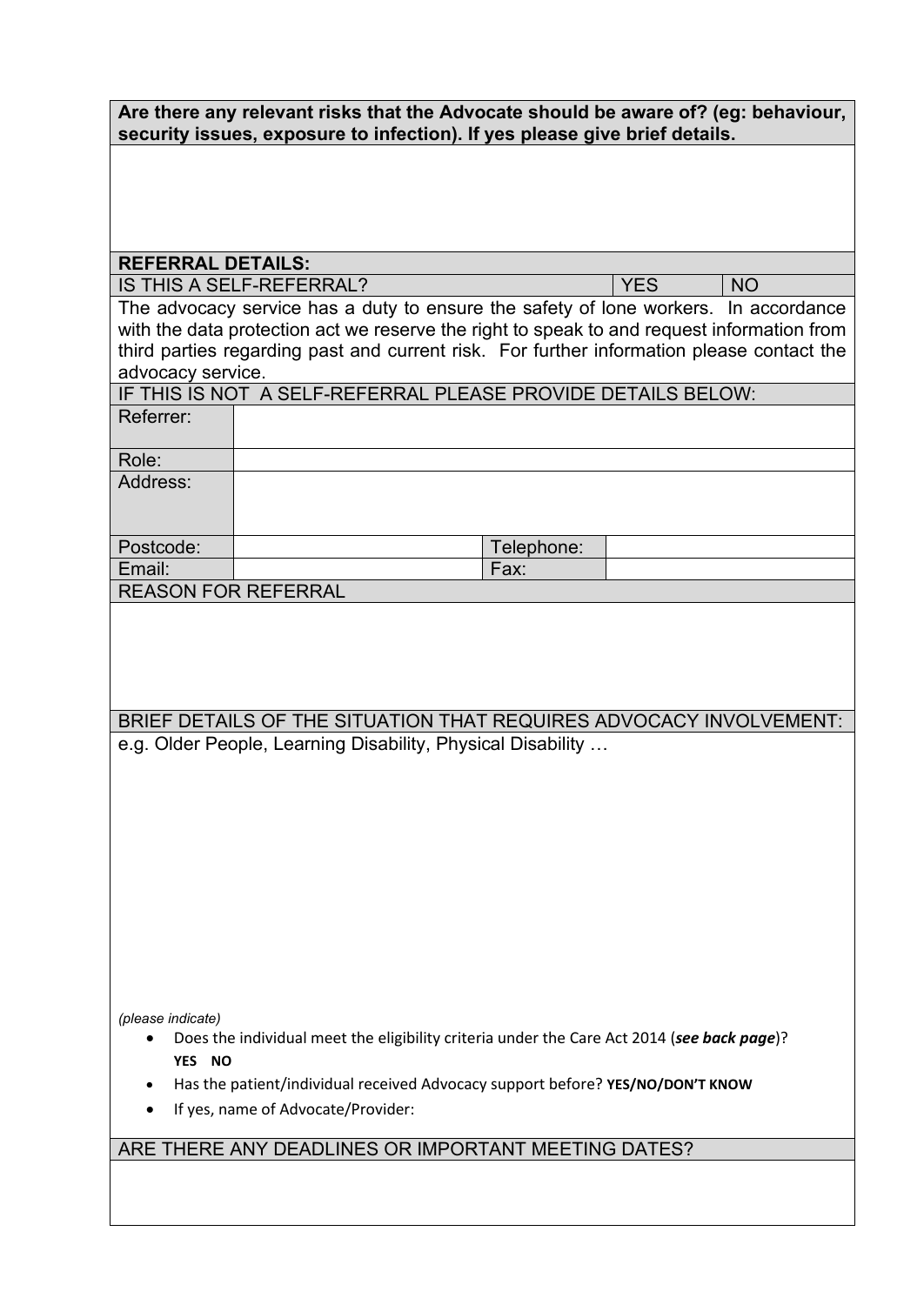**Are there any relevant risks that the Advocate should be aware of? (eg: behaviour, security issues, exposure to infection). If yes please give brief details.**

**REFERRAL DETAILS:**

| IS THIS A SELF-REFERRAL? | YES | NO |
|---|---|---|

The advocacy service has a duty to ensure the safety of lone workers. In accordance with the data protection act we reserve the right to speak to and request information from third parties regarding past and current risk. For further information please contact the advocacy service.

IF THIS IS NOT A SELF-REFERRAL PLEASE PROVIDE DETAILS BELOW:

| Referrer: | | | |
|---|---|---|---|
| Role: | | | |
| Address: | | | |
| Postcode: | | Telephone: | |
| Email: | | Fax: | |

REASON FOR REFERRAL

BRIEF DETAILS OF THE SITUATION THAT REQUIRES ADVOCACY INVOLVEMENT:

e.g. Older People, Learning Disability, Physical Disability …

*(please indicate)*

- Does the individual meet the eligibility criteria under the Care Act 2014 (***see back page***)? **YES NO**
- Has the patient/individual received Advocacy support before? **YES/NO/DON'T KNOW**
- If yes, name of Advocate/Provider:

ARE THERE ANY DEADLINES OR IMPORTANT MEETING DATES?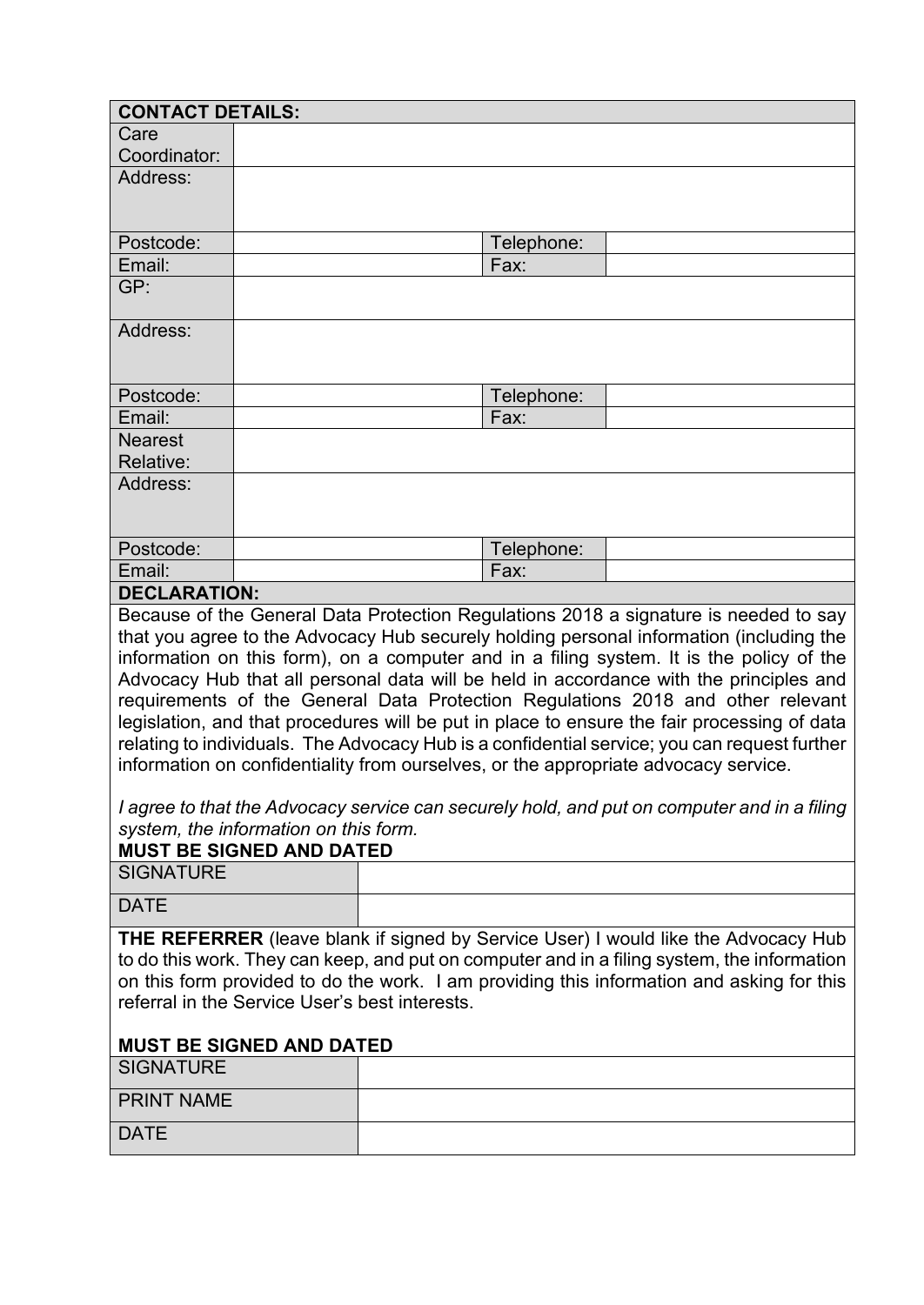| **CONTACT DETAILS:** | | | |
|---|---|---|---|
| Care Coordinator: | | | |
| Address: | | | |
| Postcode: | | Telephone: | |
| Email: | | Fax: | |
| GP: | | | |
| Address: | | | |
| Postcode: | | Telephone: | |
| Email: | | Fax: | |
| Nearest Relative: | | | |
| Address: | | | |
| Postcode: | | Telephone: | |
| Email: | | Fax: | |

**DECLARATION:**

Because of the General Data Protection Regulations 2018 a signature is needed to say that you agree to the Advocacy Hub securely holding personal information (including the information on this form), on a computer and in a filing system. It is the policy of the Advocacy Hub that all personal data will be held in accordance with the principles and requirements of the General Data Protection Regulations 2018 and other relevant legislation, and that procedures will be put in place to ensure the fair processing of data relating to individuals. The Advocacy Hub is a confidential service; you can request further information on confidentiality from ourselves, or the appropriate advocacy service.

*I agree to that the Advocacy service can securely hold, and put on computer and in a filing system, the information on this form.*

**MUST BE SIGNED AND DATED**

| SIGNATURE | |
|---|---|
| DATE | |

**THE REFERRER** (leave blank if signed by Service User) I would like the Advocacy Hub to do this work. They can keep, and put on computer and in a filing system, the information on this form provided to do the work. I am providing this information and asking for this referral in the Service User's best interests.

**MUST BE SIGNED AND DATED**

| SIGNATURE | |
|---|---|
| PRINT NAME | |
| DATE | |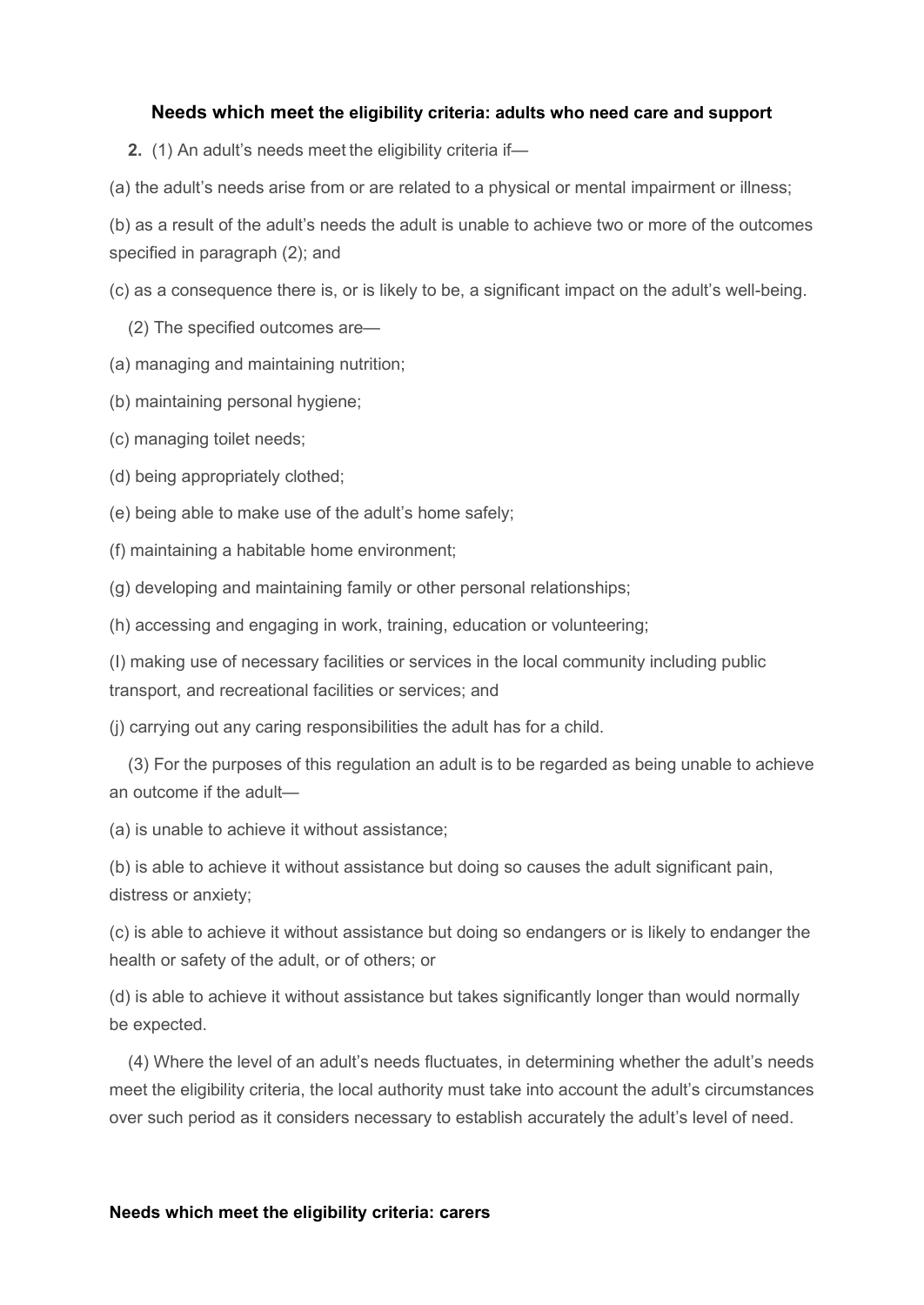### Needs which meet the eligibility criteria: adults who need care and support

**2.** (1) An adult's needs meet the eligibility criteria if—

(a) the adult's needs arise from or are related to a physical or mental impairment or illness;

(b) as a result of the adult's needs the adult is unable to achieve two or more of the outcomes specified in paragraph (2); and

(c) as a consequence there is, or is likely to be, a significant impact on the adult's well-being.

(2) The specified outcomes are—

(a) managing and maintaining nutrition;

(b) maintaining personal hygiene;

(c) managing toilet needs;

(d) being appropriately clothed;

(e) being able to make use of the adult's home safely;

(f) maintaining a habitable home environment;

(g) developing and maintaining family or other personal relationships;

(h) accessing and engaging in work, training, education or volunteering;

(I) making use of necessary facilities or services in the local community including public transport, and recreational facilities or services; and

(j) carrying out any caring responsibilities the adult has for a child.

(3) For the purposes of this regulation an adult is to be regarded as being unable to achieve an outcome if the adult—

(a) is unable to achieve it without assistance;

(b) is able to achieve it without assistance but doing so causes the adult significant pain, distress or anxiety;

(c) is able to achieve it without assistance but doing so endangers or is likely to endanger the health or safety of the adult, or of others; or

(d) is able to achieve it without assistance but takes significantly longer than would normally be expected.

(4) Where the level of an adult's needs fluctuates, in determining whether the adult's needs meet the eligibility criteria, the local authority must take into account the adult's circumstances over such period as it considers necessary to establish accurately the adult's level of need.

### Needs which meet the eligibility criteria: carers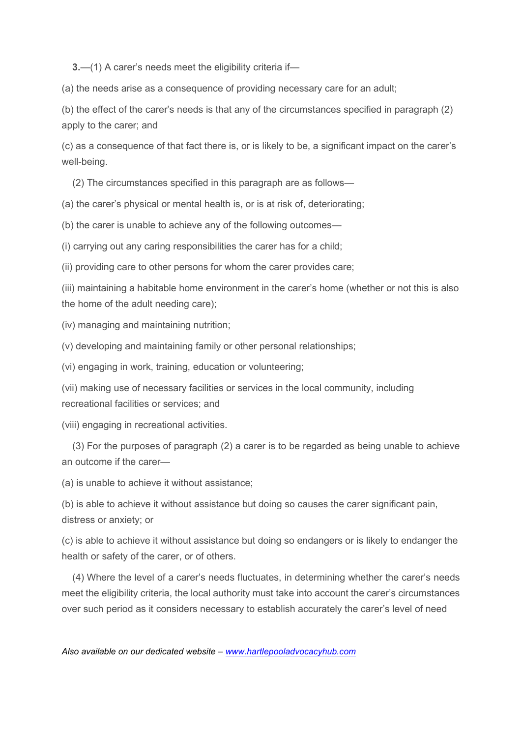**3.**—(1) A carer's needs meet the eligibility criteria if—

(a) the needs arise as a consequence of providing necessary care for an adult;

(b) the effect of the carer's needs is that any of the circumstances specified in paragraph (2) apply to the carer; and

(c) as a consequence of that fact there is, or is likely to be, a significant impact on the carer's well-being.

(2) The circumstances specified in this paragraph are as follows—

(a) the carer's physical or mental health is, or is at risk of, deteriorating;

(b) the carer is unable to achieve any of the following outcomes—

(i) carrying out any caring responsibilities the carer has for a child;

(ii) providing care to other persons for whom the carer provides care;

(iii) maintaining a habitable home environment in the carer's home (whether or not this is also the home of the adult needing care);

(iv) managing and maintaining nutrition;

(v) developing and maintaining family or other personal relationships;

(vi) engaging in work, training, education or volunteering;

(vii) making use of necessary facilities or services in the local community, including recreational facilities or services; and

(viii) engaging in recreational activities.

(3) For the purposes of paragraph (2) a carer is to be regarded as being unable to achieve an outcome if the carer—

(a) is unable to achieve it without assistance;

(b) is able to achieve it without assistance but doing so causes the carer significant pain, distress or anxiety; or

(c) is able to achieve it without assistance but doing so endangers or is likely to endanger the health or safety of the carer, or of others.

(4) Where the level of a carer's needs fluctuates, in determining whether the carer's needs meet the eligibility criteria, the local authority must take into account the carer's circumstances over such period as it considers necessary to establish accurately the carer's level of need

*Also available on our dedicated website – [www.hartlepooladvocacyhub.com](http://www.hartlepooladvocacyhub.com)*